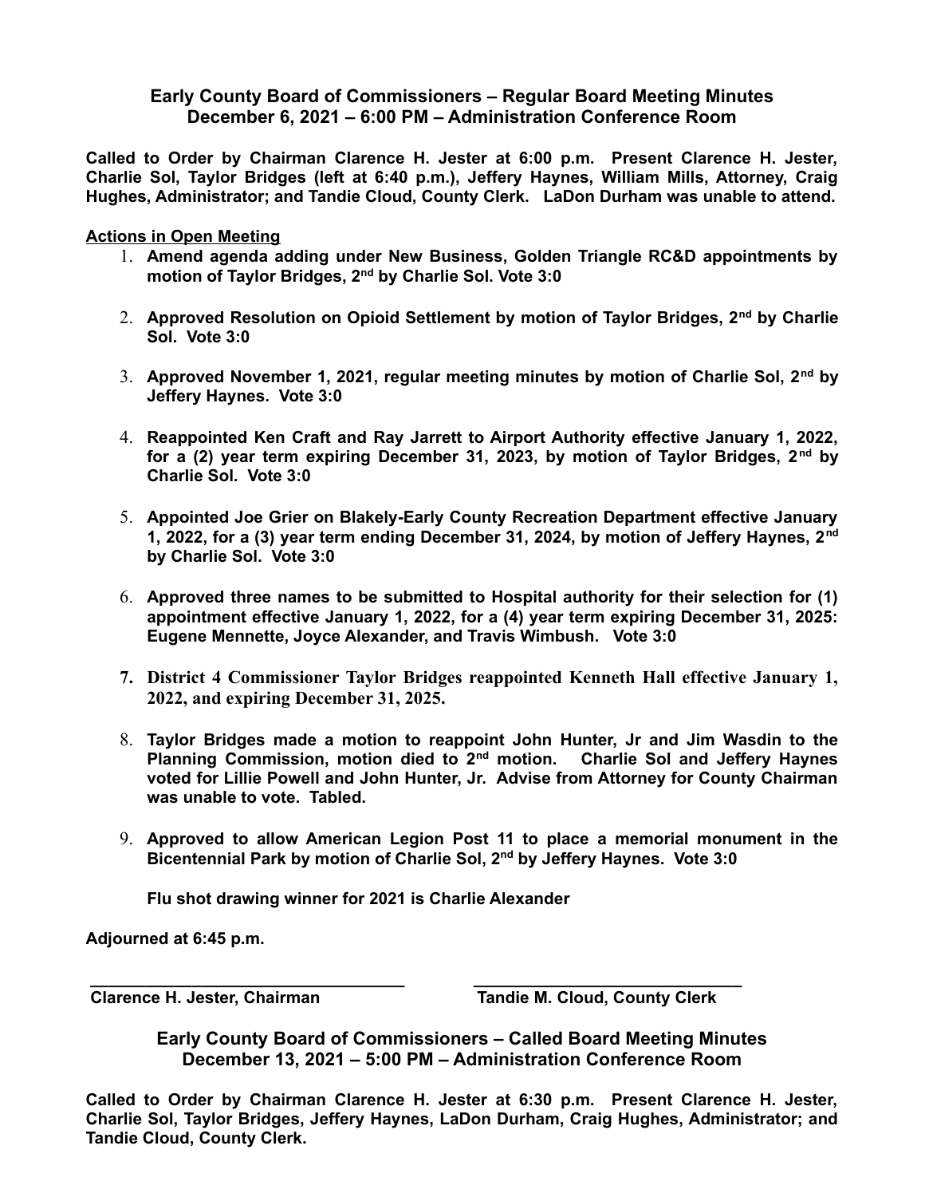## Early County Board of Commissioners – Regular Board Meeting Minutes
## December 6, 2021 – 6:00 PM – Administration Conference Room

**Called to Order by Chairman Clarence H. Jester at 6:00 p.m. Present Clarence H. Jester, Charlie Sol, Taylor Bridges (left at 6:40 p.m.), Jeffery Haynes, William Mills, Attorney, Craig Hughes, Administrator; and Tandie Cloud, County Clerk. LaDon Durham was unable to attend.**

**Actions in Open Meeting**

1. **Amend agenda adding under New Business, Golden Triangle RC&D appointments by motion of Taylor Bridges, 2nd by Charlie Sol. Vote 3:0**
2. **Approved Resolution on Opioid Settlement by motion of Taylor Bridges, 2nd by Charlie Sol. Vote 3:0**
3. **Approved November 1, 2021, regular meeting minutes by motion of Charlie Sol, 2nd by Jeffery Haynes. Vote 3:0**
4. **Reappointed Ken Craft and Ray Jarrett to Airport Authority effective January 1, 2022, for a (2) year term expiring December 31, 2023, by motion of Taylor Bridges, 2nd by Charlie Sol. Vote 3:0**
5. **Appointed Joe Grier on Blakely-Early County Recreation Department effective January 1, 2022, for a (3) year term ending December 31, 2024, by motion of Jeffery Haynes, 2nd by Charlie Sol. Vote 3:0**
6. **Approved three names to be submitted to Hospital authority for their selection for (1) appointment effective January 1, 2022, for a (4) year term expiring December 31, 2025: Eugene Mennette, Joyce Alexander, and Travis Wimbush. Vote 3:0**
7. **District 4 Commissioner Taylor Bridges reappointed Kenneth Hall effective January 1, 2022, and expiring December 31, 2025.**
8. **Taylor Bridges made a motion to reappoint John Hunter, Jr and Jim Wasdin to the Planning Commission, motion died to 2nd motion. Charlie Sol and Jeffery Haynes voted for Lillie Powell and John Hunter, Jr. Advise from Attorney for County Chairman was unable to vote. Tabled.**
9. **Approved to allow American Legion Post 11 to place a memorial monument in the Bicentennial Park by motion of Charlie Sol, 2nd by Jeffery Haynes. Vote 3:0**

   **Flu shot drawing winner for 2021 is Charlie Alexander**

**Adjourned at 6:45 p.m.**

| ______________________________ | ______________________________ |
|---|---|
| **Clarence H. Jester, Chairman** | **Tandie M. Cloud, County Clerk** |

## Early County Board of Commissioners – Called Board Meeting Minutes
## December 13, 2021 – 5:00 PM – Administration Conference Room

**Called to Order by Chairman Clarence H. Jester at 6:30 p.m. Present Clarence H. Jester, Charlie Sol, Taylor Bridges, Jeffery Haynes, LaDon Durham, Craig Hughes, Administrator; and Tandie Cloud, County Clerk.**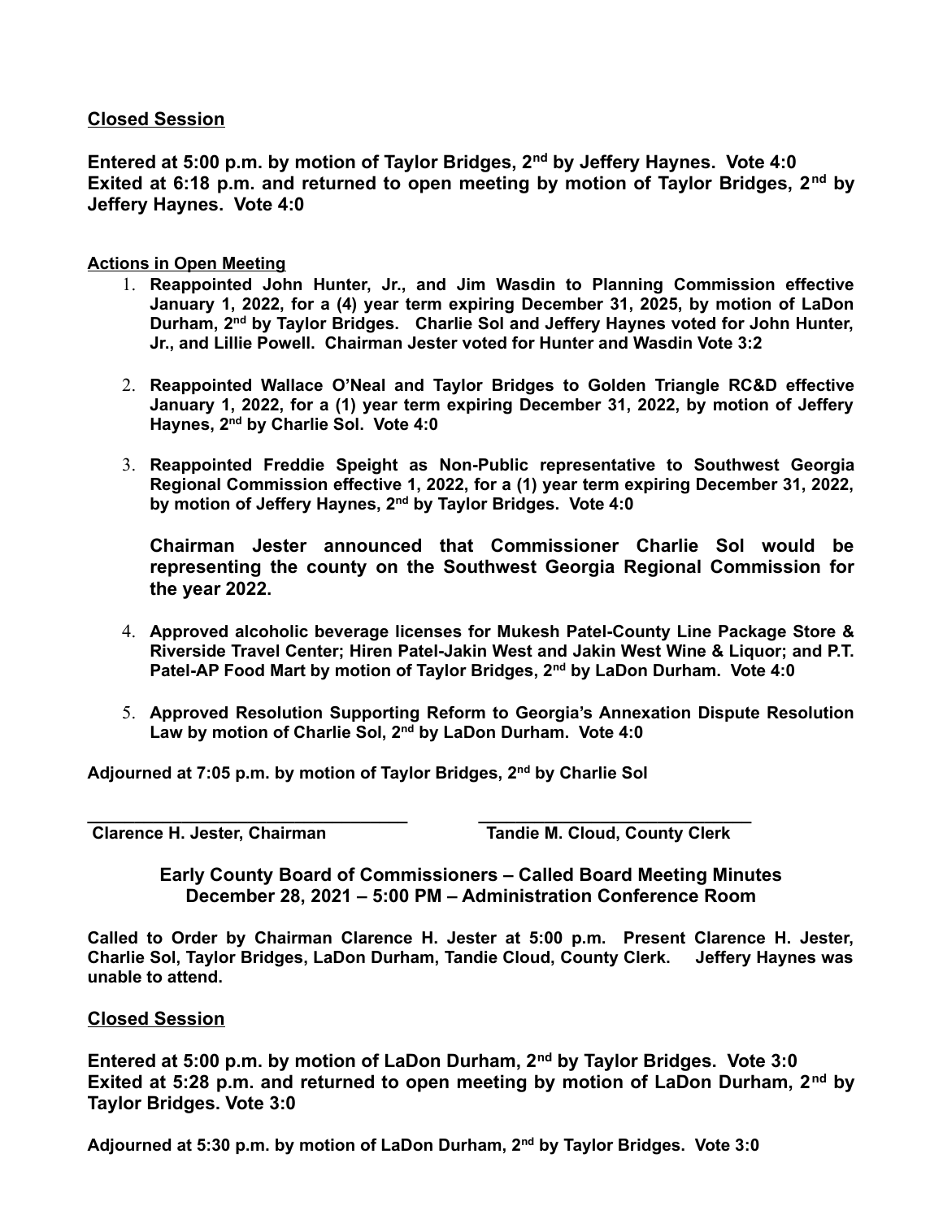**Closed Session**

**Entered at 5:00 p.m. by motion of Taylor Bridges, 2nd by Jeffery Haynes. Vote 4:0**
**Exited at 6:18 p.m. and returned to open meeting by motion of Taylor Bridges, 2nd by Jeffery Haynes. Vote 4:0**

**Actions in Open Meeting**

1. **Reappointed John Hunter, Jr., and Jim Wasdin to Planning Commission effective January 1, 2022, for a (4) year term expiring December 31, 2025, by motion of LaDon Durham, 2nd by Taylor Bridges. Charlie Sol and Jeffery Haynes voted for John Hunter, Jr., and Lillie Powell. Chairman Jester voted for Hunter and Wasdin Vote 3:2**

2. **Reappointed Wallace O'Neal and Taylor Bridges to Golden Triangle RC&D effective January 1, 2022, for a (1) year term expiring December 31, 2022, by motion of Jeffery Haynes, 2nd by Charlie Sol. Vote 4:0**

3. **Reappointed Freddie Speight as Non-Public representative to Southwest Georgia Regional Commission effective 1, 2022, for a (1) year term expiring December 31, 2022, by motion of Jeffery Haynes, 2nd by Taylor Bridges. Vote 4:0**

   **Chairman Jester announced that Commissioner Charlie Sol would be representing the county on the Southwest Georgia Regional Commission for the year 2022.**

4. **Approved alcoholic beverage licenses for Mukesh Patel-County Line Package Store & Riverside Travel Center; Hiren Patel-Jakin West and Jakin West Wine & Liquor; and P.T. Patel-AP Food Mart by motion of Taylor Bridges, 2nd by LaDon Durham. Vote 4:0**

5. **Approved Resolution Supporting Reform to Georgia's Annexation Dispute Resolution Law by motion of Charlie Sol, 2nd by LaDon Durham. Vote 4:0**

**Adjourned at 7:05 p.m. by motion of Taylor Bridges, 2nd by Charlie Sol**

**Clarence H. Jester, Chairman** — **Tandie M. Cloud, County Clerk**

## Early County Board of Commissioners – Called Board Meeting Minutes
## December 28, 2021 – 5:00 PM – Administration Conference Room

**Called to Order by Chairman Clarence H. Jester at 5:00 p.m. Present Clarence H. Jester, Charlie Sol, Taylor Bridges, LaDon Durham, Tandie Cloud, County Clerk. Jeffery Haynes was unable to attend.**

**Closed Session**

**Entered at 5:00 p.m. by motion of LaDon Durham, 2nd by Taylor Bridges. Vote 3:0**
**Exited at 5:28 p.m. and returned to open meeting by motion of LaDon Durham, 2nd by Taylor Bridges. Vote 3:0**

**Adjourned at 5:30 p.m. by motion of LaDon Durham, 2nd by Taylor Bridges. Vote 3:0**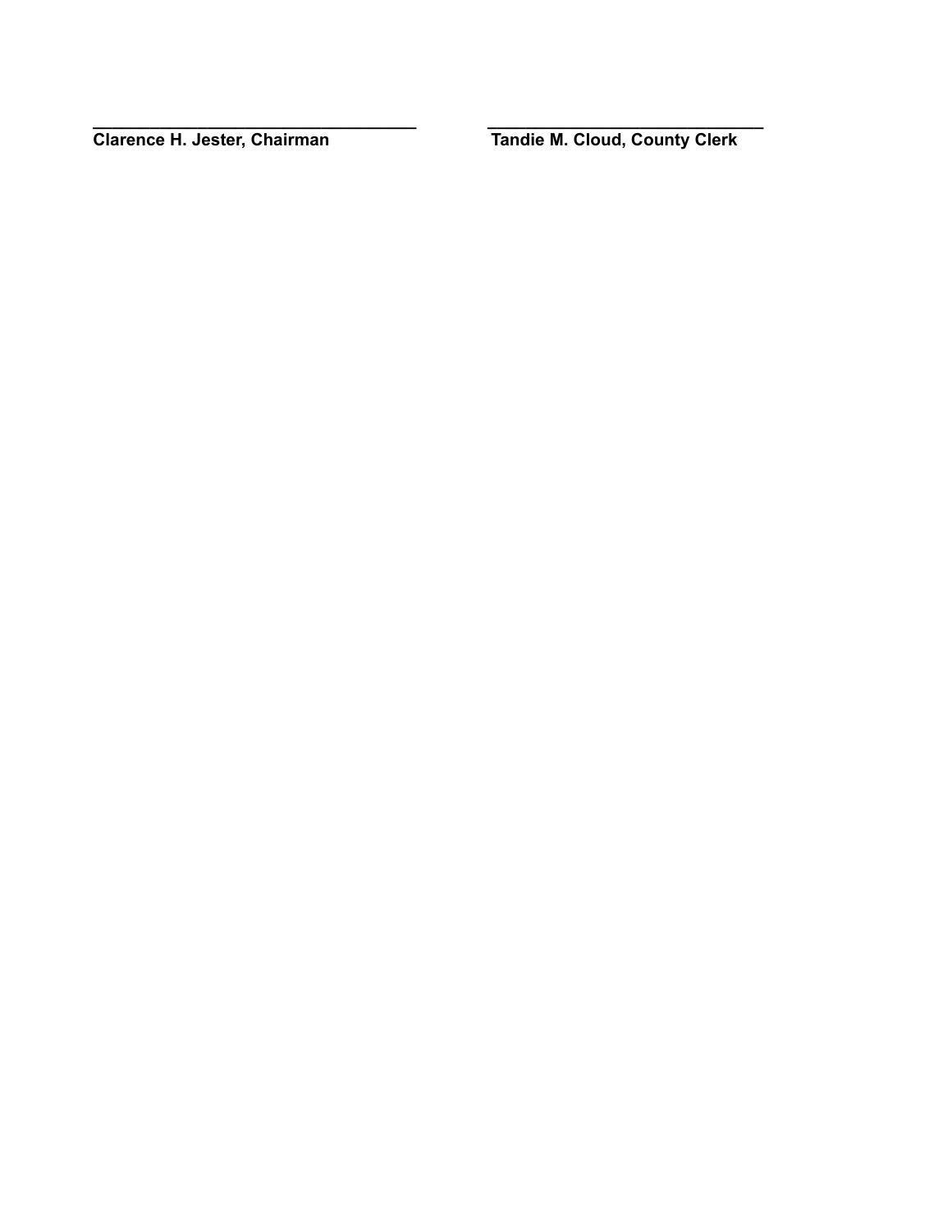_____________________________________ _______________________________

**Clarence H. Jester, Chairman** **Tandie M. Cloud, County Clerk**